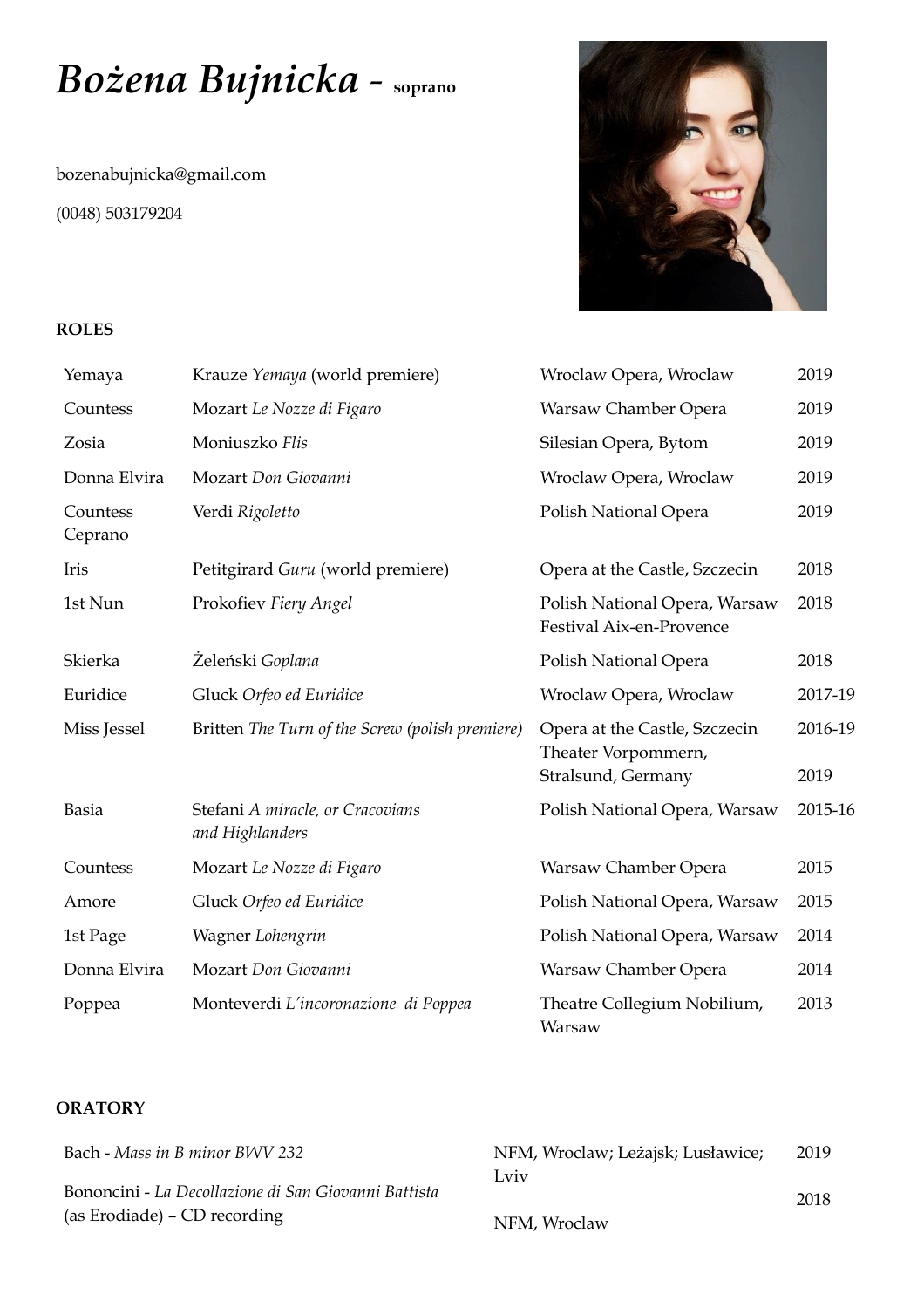# *Bożena Bujnicka* - soprano

bozenabujnicka@gmail.com

(0048) 503179204

**ROLES**

| | | | |
|---|---|---|---|
| Yemaya | Krauze *Yemaya* (world premiere) | Wroclaw Opera, Wroclaw | 2019 |
| Countess | Mozart *Le Nozze di Figaro* | Warsaw Chamber Opera | 2019 |
| Zosia | Moniuszko *Flis* | Silesian Opera, Bytom | 2019 |
| Donna Elvira | Mozart *Don Giovanni* | Wroclaw Opera, Wroclaw | 2019 |
| Countess Ceprano | Verdi *Rigoletto* | Polish National Opera | 2019 |
| Iris | Petitgirard *Guru* (world premiere) | Opera at the Castle, Szczecin | 2018 |
| 1st Nun | Prokofiev *Fiery Angel* | Polish National Opera, Warsaw Festival Aix-en-Provence | 2018 |
| Skierka | Żeleński *Goplana* | Polish National Opera | 2018 |
| Euridice | Gluck *Orfeo ed Euridice* | Wroclaw Opera, Wroclaw | 2017-19 |
| Miss Jessel | Britten *The Turn of the Screw (polish premiere)* | Opera at the Castle, Szczecin | 2016-19 |
| | | Theater Vorpommern, Stralsund, Germany | 2019 |
| Basia | Stefani *A miracle, or Cracovians and Highlanders* | Polish National Opera, Warsaw | 2015-16 |
| Countess | Mozart *Le Nozze di Figaro* | Warsaw Chamber Opera | 2015 |
| Amore | Gluck *Orfeo ed Euridice* | Polish National Opera, Warsaw | 2015 |
| 1st Page | Wagner *Lohengrin* | Polish National Opera, Warsaw | 2014 |
| Donna Elvira | Mozart *Don Giovanni* | Warsaw Chamber Opera | 2014 |
| Poppea | Monteverdi *L'incoronazione di Poppea* | Theatre Collegium Nobilium, Warsaw | 2013 |

**ORATORY**

| | | |
|---|---|---|
| Bach - *Mass in B minor BWV 232* | NFM, Wroclaw; Leżajsk; Lusławice; Lviv | 2019 |
| Bononcini - *La Decollazione di San Giovanni Battista* (as Erodiade) – CD recording | NFM, Wroclaw | 2018 |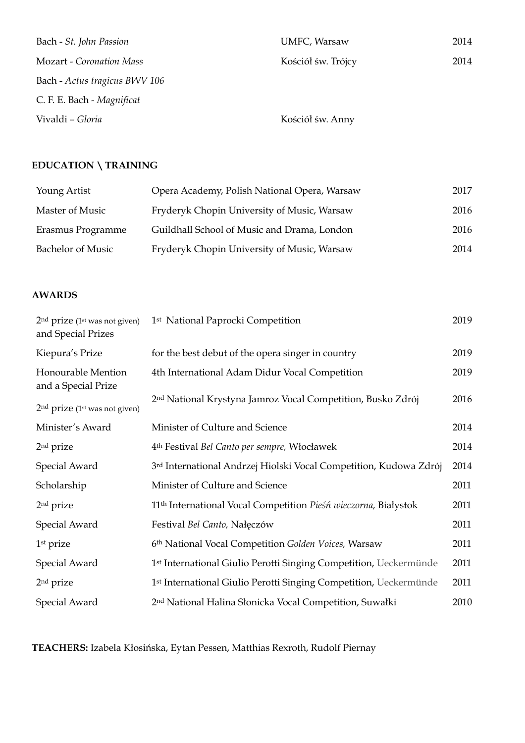| | | |
|---|---|---|
| Bach - *St. John Passion* | UMFC, Warsaw | 2014 |
| Mozart - *Coronation Mass* | Kościół św. Trójcy | 2014 |
| Bach - *Actus tragicus BWV 106* | | |
| C. F. E. Bach - *Magnificat* | | |
| Vivaldi – *Gloria* | Kościół św. Anny | |

**EDUCATION \ TRAINING**

| | | |
|---|---|---|
| Young Artist | Opera Academy, Polish National Opera, Warsaw | 2017 |
| Master of Music | Fryderyk Chopin University of Music, Warsaw | 2016 |
| Erasmus Programme | Guildhall School of Music and Drama, London | 2016 |
| Bachelor of Music | Fryderyk Chopin University of Music, Warsaw | 2014 |

**AWARDS**

| | | |
|---|---|---|
| 2nd prize (1st was not given) and Special Prizes | 1st National Paprocki Competition | 2019 |
| Kiepura's Prize | for the best debut of the opera singer in country | 2019 |
| Honourable Mention and a Special Prize | 4th International Adam Didur Vocal Competition | 2019 |
| 2nd prize (1st was not given) | 2nd National Krystyna Jamroz Vocal Competition, Busko Zdrój | 2016 |
| Minister's Award | Minister of Culture and Science | 2014 |
| 2nd prize | 4th Festival *Bel Canto per sempre,* Włocławek | 2014 |
| Special Award | 3rd International Andrzej Hiolski Vocal Competition, Kudowa Zdrój | 2014 |
| Scholarship | Minister of Culture and Science | 2011 |
| 2nd prize | 11th International Vocal Competition *Pieśń wieczorna,* Białystok | 2011 |
| Special Award | Festival *Bel Canto,* Nałęczów | 2011 |
| 1st prize | 6th National Vocal Competition *Golden Voices,* Warsaw | 2011 |
| Special Award | 1st International Giulio Perotti Singing Competition, Ueckermünde | 2011 |
| 2nd prize | 1st International Giulio Perotti Singing Competition, Ueckermünde | 2011 |
| Special Award | 2nd National Halina Słonicka Vocal Competition, Suwałki | 2010 |

**TEACHERS:** Izabela Kłosińska, Eytan Pessen, Matthias Rexroth, Rudolf Piernay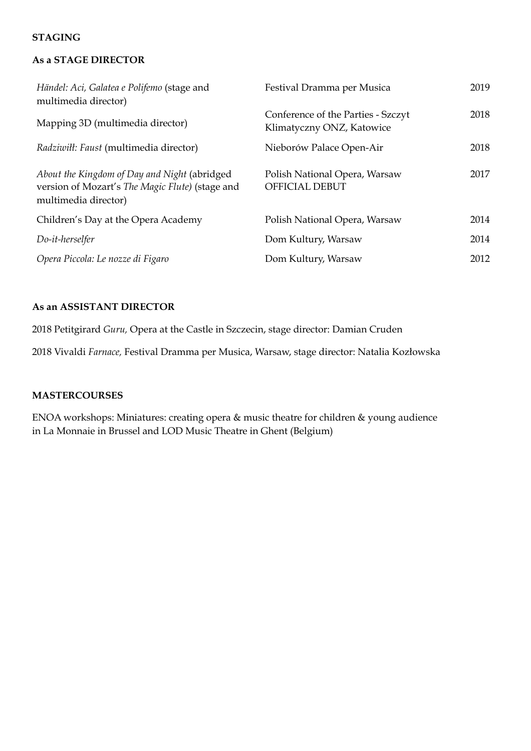**STAGING**

**As a STAGE DIRECTOR**

| | | |
|---|---|---|
| *Händel: Aci, Galatea e Polifemo* (stage and multimedia director) | Festival Dramma per Musica | 2019 |
| Mapping 3D (multimedia director) | Conference of the Parties - Szczyt Klimatyczny ONZ, Katowice | 2018 |
| *Radziwiłł: Faust* (multimedia director) | Nieborów Palace Open-Air | 2018 |
| *About the Kingdom of Day and Night* (abridged version of Mozart's *The Magic Flute)* (stage and multimedia director) | Polish National Opera, Warsaw OFFICIAL DEBUT | 2017 |
| Children's Day at the Opera Academy | Polish National Opera, Warsaw | 2014 |
| *Do-it-herselfer* | Dom Kultury, Warsaw | 2014 |
| *Opera Piccola: Le nozze di Figaro* | Dom Kultury, Warsaw | 2012 |

**As an ASSISTANT DIRECTOR**

2018 Petitgirard *Guru,* Opera at the Castle in Szczecin, stage director: Damian Cruden

2018 Vivaldi *Farnace,* Festival Dramma per Musica, Warsaw, stage director: Natalia Kozłowska

**MASTERCOURSES**

ENOA workshops: Miniatures: creating opera & music theatre for children & young audience in La Monnaie in Brussel and LOD Music Theatre in Ghent (Belgium)